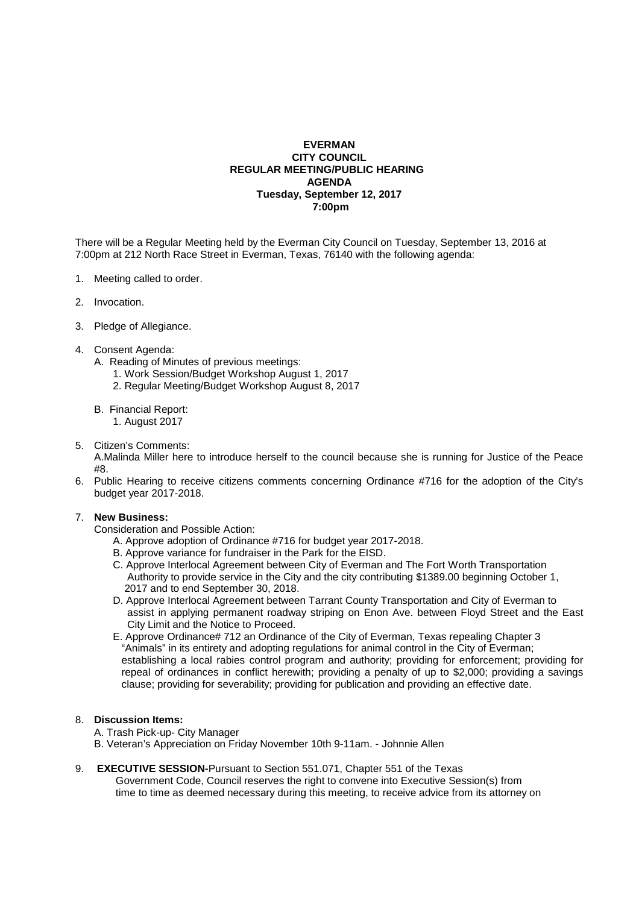**EVERMAN**
**CITY COUNCIL**
**REGULAR MEETING/PUBLIC HEARING**
**AGENDA**
**Tuesday, September 12, 2017**
**7:00pm**

There will be a Regular Meeting held by the Everman City Council on Tuesday, September 13, 2016 at 7:00pm at 212 North Race Street in Everman, Texas, 76140 with the following agenda:

1. Meeting called to order.

2. Invocation.

3. Pledge of Allegiance.

4. Consent Agenda:
   A. Reading of Minutes of previous meetings:
      1. Work Session/Budget Workshop August 1, 2017
      2. Regular Meeting/Budget Workshop August 8, 2017

   B. Financial Report:
      1. August 2017

5. Citizen's Comments:
   A.Malinda Miller here to introduce herself to the council because she is running for Justice of the Peace #8.

6. Public Hearing to receive citizens comments concerning Ordinance #716 for the adoption of the City's budget year 2017-2018.

7. **New Business:**
   Consideration and Possible Action:
   A. Approve adoption of Ordinance #716 for budget year 2017-2018.
   B. Approve variance for fundraiser in the Park for the EISD.
   C. Approve Interlocal Agreement between City of Everman and The Fort Worth Transportation Authority to provide service in the City and the city contributing $1389.00 beginning October 1, 2017 and to end September 30, 2018.
   D. Approve Interlocal Agreement between Tarrant County Transportation and City of Everman to assist in applying permanent roadway striping on Enon Ave. between Floyd Street and the East City Limit and the Notice to Proceed.
   E. Approve Ordinance# 712 an Ordinance of the City of Everman, Texas repealing Chapter 3 "Animals" in its entirety and adopting regulations for animal control in the City of Everman; establishing a local rabies control program and authority; providing for enforcement; providing for repeal of ordinances in conflict herewith; providing a penalty of up to $2,000; providing a savings clause; providing for severability; providing for publication and providing an effective date.

8. **Discussion Items:**
   A. Trash Pick-up- City Manager
   B. Veteran's Appreciation on Friday November 10th 9-11am. - Johnnie Allen

9. **EXECUTIVE SESSION-**Pursuant to Section 551.071, Chapter 551 of the Texas Government Code, Council reserves the right to convene into Executive Session(s) from time to time as deemed necessary during this meeting, to receive advice from its attorney on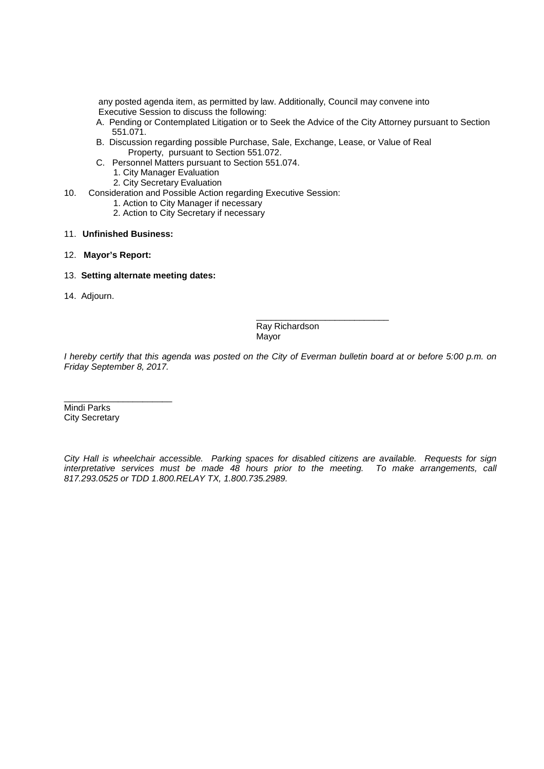any posted agenda item, as permitted by law. Additionally, Council may convene into Executive Session to discuss the following:

A. Pending or Contemplated Litigation or to Seek the Advice of the City Attorney pursuant to Section 551.071.

B. Discussion regarding possible Purchase, Sale, Exchange, Lease, or Value of Real Property, pursuant to Section 551.072.

C. Personnel Matters pursuant to Section 551.074.
   1. City Manager Evaluation
   2. City Secretary Evaluation

10. Consideration and Possible Action regarding Executive Session:
    1. Action to City Manager if necessary
    2. Action to City Secretary if necessary

11. **Unfinished Business:**

12. **Mayor's Report:**

13. **Setting alternate meeting dates:**

14. Adjourn.

\_\_\_\_\_\_\_\_\_\_\_\_\_\_\_\_\_\_\_\_\_\_\_\_\_\_\_\_
Ray Richardson
Mayor

*I hereby certify that this agenda was posted on the City of Everman bulletin board at or before 5:00 p.m. on Friday September 8, 2017.*

\_\_\_\_\_\_\_\_\_\_\_\_\_\_\_\_\_\_\_\_\_\_\_
Mindi Parks
City Secretary

*City Hall is wheelchair accessible. Parking spaces for disabled citizens are available. Requests for sign interpretative services must be made 48 hours prior to the meeting. To make arrangements, call 817.293.0525 or TDD 1.800.RELAY TX, 1.800.735.2989.*